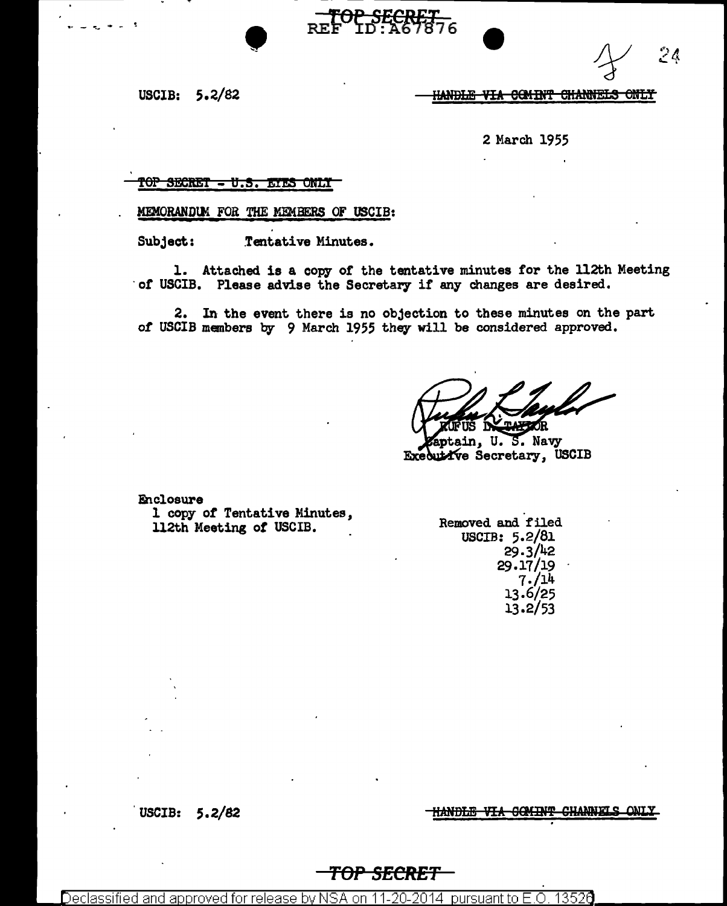TOP SECRET
REF ID:A67876

USCIB: 5.2/82

~~HANDLE VIA COMINT CHANNELS ONLY~~

2 March 1955

~~TOP SECRET - U.S. EYES ONLY~~

MEMORANDUM FOR THE MEMBERS OF USCIB:

Subject: Tentative Minutes.

1. Attached is a copy of the tentative minutes for the 112th Meeting of USCIB. Please advise the Secretary if any changes are desired.

2. In the event there is no objection to these minutes on the part of USCIB members by 9 March 1955 they will be considered approved.

RUFUS L. TAYLOR
Captain, U. S. Navy
Executive Secretary, USCIB

Enclosure
1 copy of Tentative Minutes, 112th Meeting of USCIB.

Removed and filed
USCIB: 5.2/81
29.3/42
29.17/19
7./14
13.6/25
13.2/53

USCIB: 5.2/82

~~HANDLE VIA COMINT CHANNELS ONLY~~

TOP SECRET

Declassified and approved for release by NSA on 11-20-2014 pursuant to E.O. 13526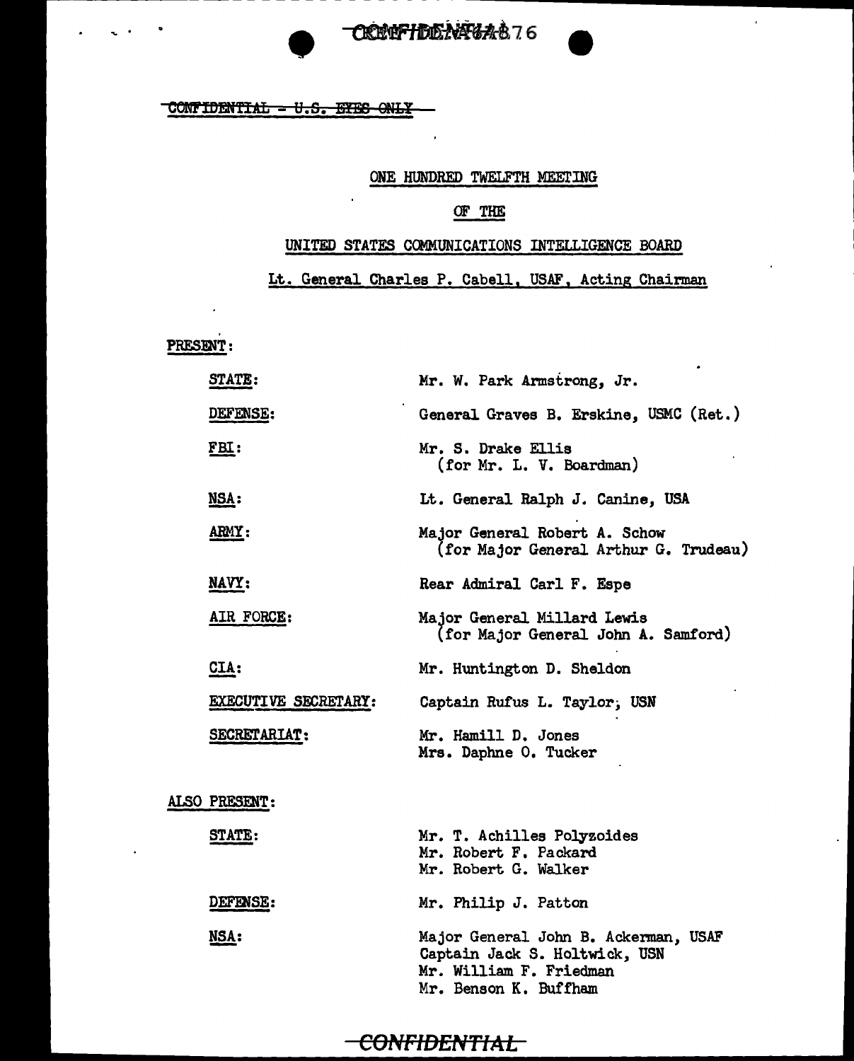CONFIDENTIAL - U.S. EYES ONLY

ONE HUNDRED TWELFTH MEETING

OF THE

UNITED STATES COMMUNICATIONS INTELLIGENCE BOARD

Lt. General Charles P. Cabell, USAF, Acting Chairman

PRESENT:

| | |
|---|---|
| STATE: | Mr. W. Park Armstrong, Jr. |
| DEFENSE: | General Graves B. Erskine, USMC (Ret.) |
| FBI: | Mr. S. Drake Ellis (for Mr. L. V. Boardman) |
| NSA: | Lt. General Ralph J. Canine, USA |
| ARMY: | Major General Robert A. Schow (for Major General Arthur G. Trudeau) |
| NAVY: | Rear Admiral Carl F. Espe |
| AIR FORCE: | Major General Millard Lewis (for Major General John A. Samford) |
| CIA: | Mr. Huntington D. Sheldon |
| EXECUTIVE SECRETARY: | Captain Rufus L. Taylor, USN |
| SECRETARIAT: | Mr. Hamill D. Jones<br>Mrs. Daphne O. Tucker |

ALSO PRESENT:

| | |
|---|---|
| STATE: | Mr. T. Achilles Polyzoides<br>Mr. Robert F. Packard<br>Mr. Robert G. Walker |
| DEFENSE: | Mr. Philip J. Patton |
| NSA: | Major General John B. Ackerman, USAF<br>Captain Jack S. Holtwick, USN<br>Mr. William F. Friedman<br>Mr. Benson K. Buffham |

CONFIDENTIAL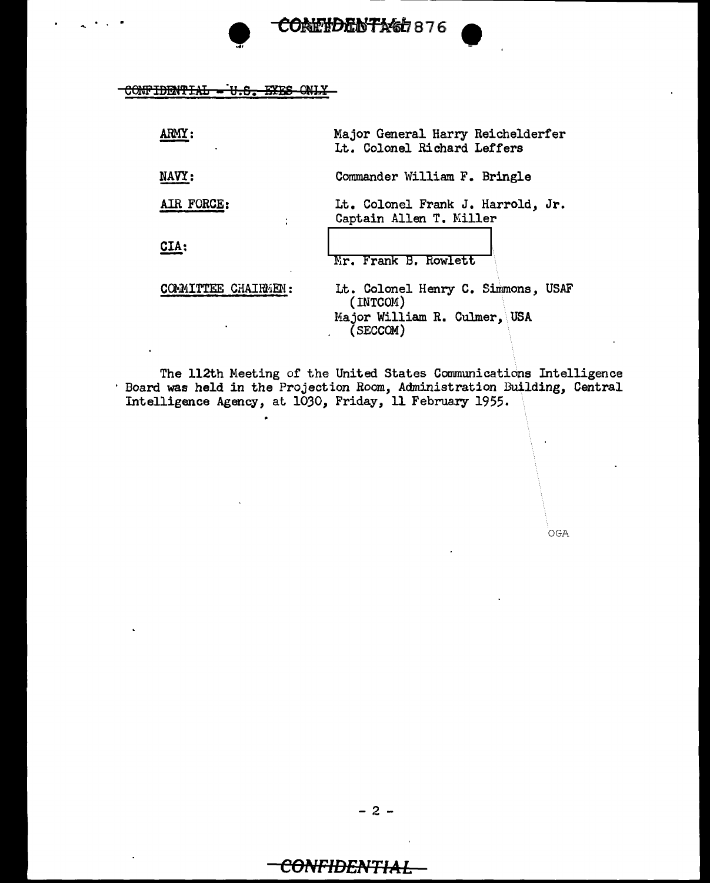~~CONFIDENTIAL - U.S. EYES ONLY~~

| | |
|---|---|
| ARMY: | Major General Harry Reichelderfer<br>Lt. Colonel Richard Leffers |
| NAVY: | Commander William F. Bringle |
| AIR FORCE: | Lt. Colonel Frank J. Harrold, Jr.<br>Captain Allen T. Miller |
| CIA: | [redacted]<br>Mr. Frank B. Rowlett |
| COMMITTEE CHAIRMEN: | Lt. Colonel Henry C. Simmons, USAF (INTCOM)<br>Major William R. Culmer, USA (SECCOM) |

The 112th Meeting of the United States Communications Intelligence Board was held in the Projection Room, Administration Building, Central Intelligence Agency, at 1030, Friday, 11 February 1955.

OGA

**CONFIDENTIAL**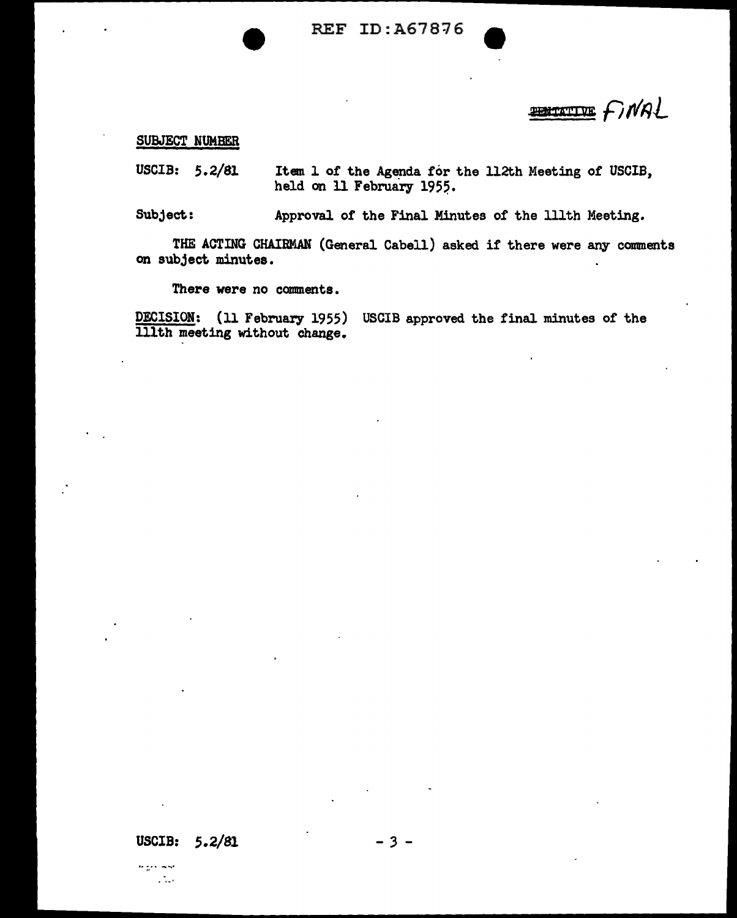~~TENTATIVE~~ FINAL

SUBJECT NUMBER

USCIB: 5.2/81    Item 1 of the Agenda for the 112th Meeting of USCIB, held on 11 February 1955.

Subject:    Approval of the Final Minutes of the 111th Meeting.

THE ACTING CHAIRMAN (General Cabell) asked if there were any comments on subject minutes.

There were no comments.

DECISION: (11 February 1955) USCIB approved the final minutes of the 111th meeting without change.

USCIB: 5.2/81